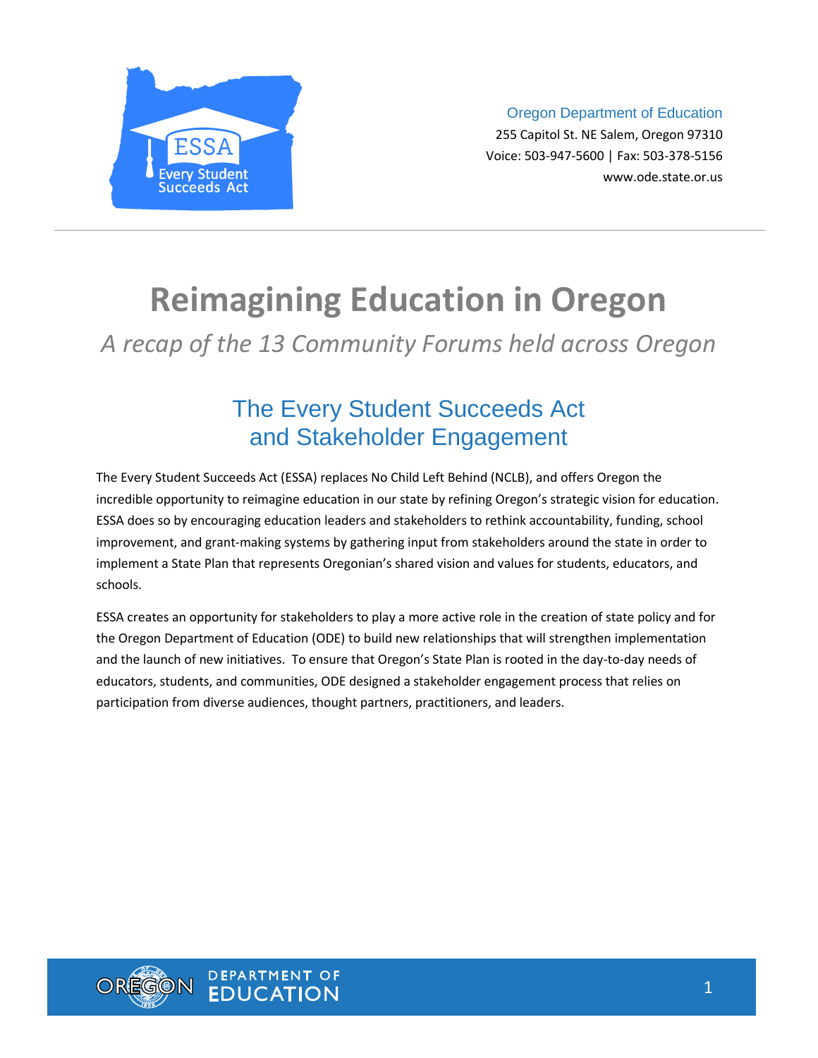Oregon Department of Education
255 Capitol St. NE Salem, Oregon 97310
Voice: 503-947-5600 | Fax: 503-378-5156
www.ode.state.or.us

# Reimagining Education in Oregon

*A recap of the 13 Community Forums held across Oregon*

## The Every Student Succeeds Act and Stakeholder Engagement

The Every Student Succeeds Act (ESSA) replaces No Child Left Behind (NCLB), and offers Oregon the incredible opportunity to reimagine education in our state by refining Oregon's strategic vision for education. ESSA does so by encouraging education leaders and stakeholders to rethink accountability, funding, school improvement, and grant-making systems by gathering input from stakeholders around the state in order to implement a State Plan that represents Oregonian's shared vision and values for students, educators, and schools.

ESSA creates an opportunity for stakeholders to play a more active role in the creation of state policy and for the Oregon Department of Education (ODE) to build new relationships that will strengthen implementation and the launch of new initiatives. To ensure that Oregon's State Plan is rooted in the day-to-day needs of educators, students, and communities, ODE designed a stakeholder engagement process that relies on participation from diverse audiences, thought partners, practitioners, and leaders.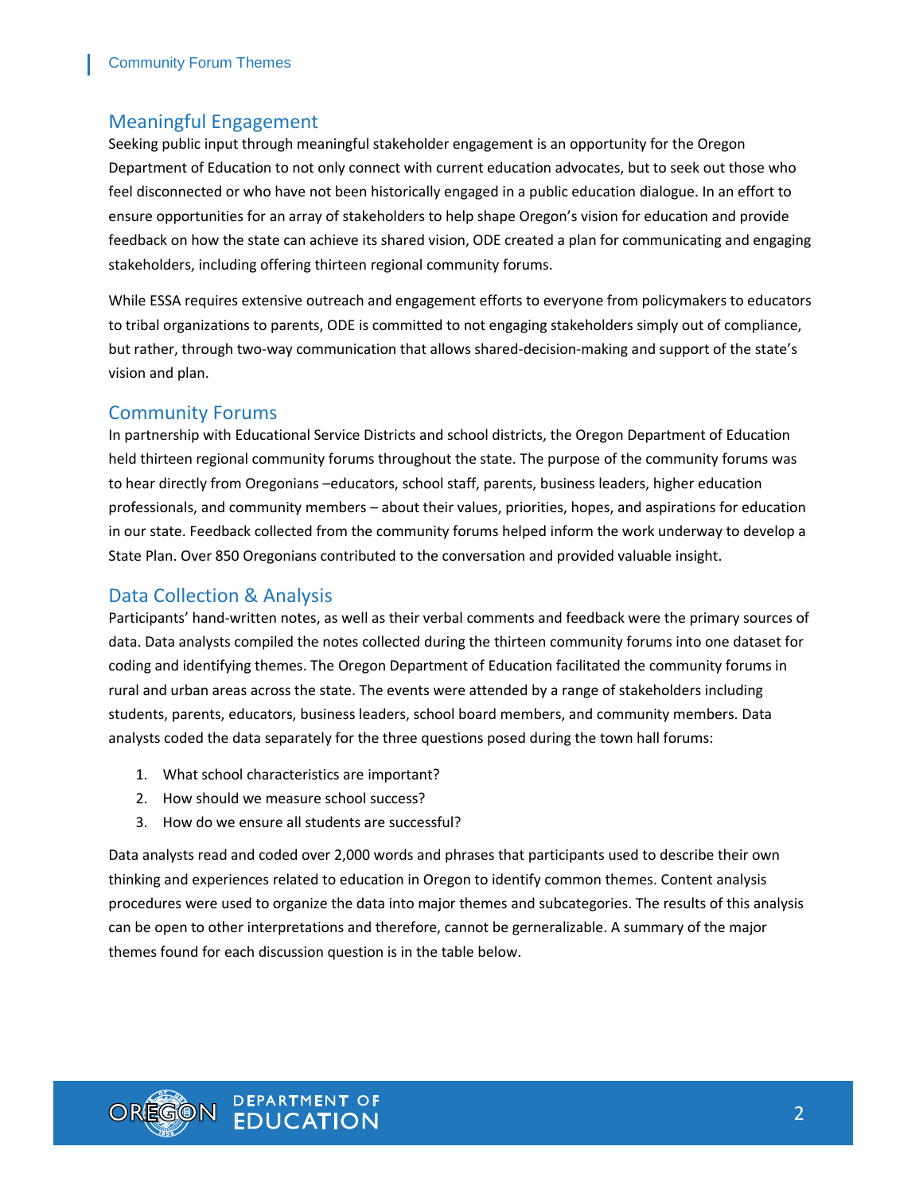## Meaningful Engagement

Seeking public input through meaningful stakeholder engagement is an opportunity for the Oregon Department of Education to not only connect with current education advocates, but to seek out those who feel disconnected or who have not been historically engaged in a public education dialogue. In an effort to ensure opportunities for an array of stakeholders to help shape Oregon's vision for education and provide feedback on how the state can achieve its shared vision, ODE created a plan for communicating and engaging stakeholders, including offering thirteen regional community forums.

While ESSA requires extensive outreach and engagement efforts to everyone from policymakers to educators to tribal organizations to parents, ODE is committed to not engaging stakeholders simply out of compliance, but rather, through two-way communication that allows shared-decision-making and support of the state's vision and plan.

## Community Forums

In partnership with Educational Service Districts and school districts, the Oregon Department of Education held thirteen regional community forums throughout the state. The purpose of the community forums was to hear directly from Oregonians –educators, school staff, parents, business leaders, higher education professionals, and community members – about their values, priorities, hopes, and aspirations for education in our state. Feedback collected from the community forums helped inform the work underway to develop a State Plan. Over 850 Oregonians contributed to the conversation and provided valuable insight.

## Data Collection & Analysis

Participants' hand-written notes, as well as their verbal comments and feedback were the primary sources of data. Data analysts compiled the notes collected during the thirteen community forums into one dataset for coding and identifying themes. The Oregon Department of Education facilitated the community forums in rural and urban areas across the state. The events were attended by a range of stakeholders including students, parents, educators, business leaders, school board members, and community members. Data analysts coded the data separately for the three questions posed during the town hall forums:

1. What school characteristics are important?
2. How should we measure school success?
3. How do we ensure all students are successful?

Data analysts read and coded over 2,000 words and phrases that participants used to describe their own thinking and experiences related to education in Oregon to identify common themes. Content analysis procedures were used to organize the data into major themes and subcategories. The results of this analysis can be open to other interpretations and therefore, cannot be gerneralizable. A summary of the major themes found for each discussion question is in the table below.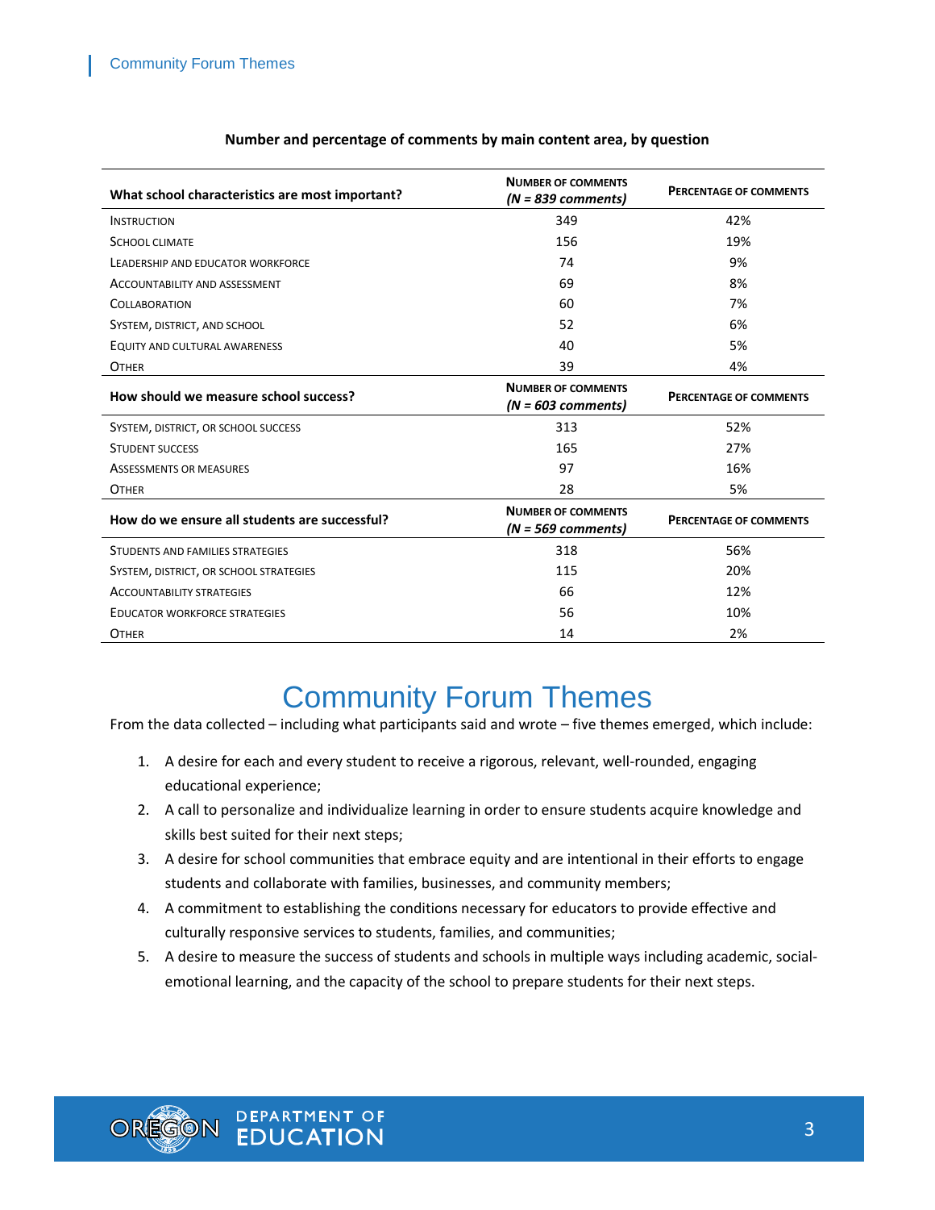**Number and percentage of comments by main content area, by question**

| What school characteristics are most important? | Number of comments *(N = 839 comments)* | Percentage of comments |
|---|---|---|
| Instruction | 349 | 42% |
| School climate | 156 | 19% |
| Leadership and educator workforce | 74 | 9% |
| Accountability and assessment | 69 | 8% |
| Collaboration | 60 | 7% |
| System, district, and school | 52 | 6% |
| Equity and cultural awareness | 40 | 5% |
| Other | 39 | 4% |
| **How should we measure school success?** | **Number of comments *(N = 603 comments)*** | **Percentage of comments** |
| System, district, or school success | 313 | 52% |
| Student success | 165 | 27% |
| Assessments or measures | 97 | 16% |
| Other | 28 | 5% |
| **How do we ensure all students are successful?** | **Number of comments *(N = 569 comments)*** | **Percentage of comments** |
| Students and families strategies | 318 | 56% |
| System, district, or school strategies | 115 | 20% |
| Accountability strategies | 66 | 12% |
| Educator workforce strategies | 56 | 10% |
| Other | 14 | 2% |

# Community Forum Themes

From the data collected – including what participants said and wrote – five themes emerged, which include:

1. A desire for each and every student to receive a rigorous, relevant, well-rounded, engaging educational experience;
2. A call to personalize and individualize learning in order to ensure students acquire knowledge and skills best suited for their next steps;
3. A desire for school communities that embrace equity and are intentional in their efforts to engage students and collaborate with families, businesses, and community members;
4. A commitment to establishing the conditions necessary for educators to provide effective and culturally responsive services to students, families, and communities;
5. A desire to measure the success of students and schools in multiple ways including academic, social-emotional learning, and the capacity of the school to prepare students for their next steps.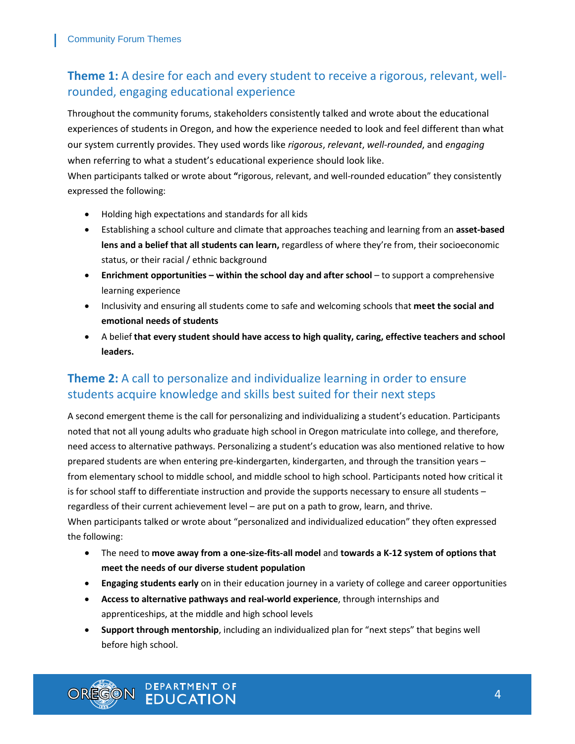## **Theme 1:** A desire for each and every student to receive a rigorous, relevant, well-rounded, engaging educational experience

Throughout the community forums, stakeholders consistently talked and wrote about the educational experiences of students in Oregon, and how the experience needed to look and feel different than what our system currently provides. They used words like *rigorous*, *relevant*, *well-rounded*, and *engaging* when referring to what a student's educational experience should look like.

When participants talked or wrote about "rigorous, relevant, and well-rounded education" they consistently expressed the following:

- Holding high expectations and standards for all kids
- Establishing a school culture and climate that approaches teaching and learning from an **asset-based lens and a belief that all students can learn,** regardless of where they're from, their socioeconomic status, or their racial / ethnic background
- **Enrichment opportunities – within the school day and after school** – to support a comprehensive learning experience
- Inclusivity and ensuring all students come to safe and welcoming schools that **meet the social and emotional needs of students**
- A belief **that every student should have access to high quality, caring, effective teachers and school leaders.**

## **Theme 2:** A call to personalize and individualize learning in order to ensure students acquire knowledge and skills best suited for their next steps

A second emergent theme is the call for personalizing and individualizing a student's education. Participants noted that not all young adults who graduate high school in Oregon matriculate into college, and therefore, need access to alternative pathways. Personalizing a student's education was also mentioned relative to how prepared students are when entering pre-kindergarten, kindergarten, and through the transition years – from elementary school to middle school, and middle school to high school. Participants noted how critical it is for school staff to differentiate instruction and provide the supports necessary to ensure all students – regardless of their current achievement level – are put on a path to grow, learn, and thrive.

When participants talked or wrote about "personalized and individualized education" they often expressed the following:

- The need to **move away from a one-size-fits-all model** and **towards a K-12 system of options that meet the needs of our diverse student population**
- **Engaging students early** on in their education journey in a variety of college and career opportunities
- **Access to alternative pathways and real-world experience**, through internships and apprenticeships, at the middle and high school levels
- **Support through mentorship**, including an individualized plan for "next steps" that begins well before high school.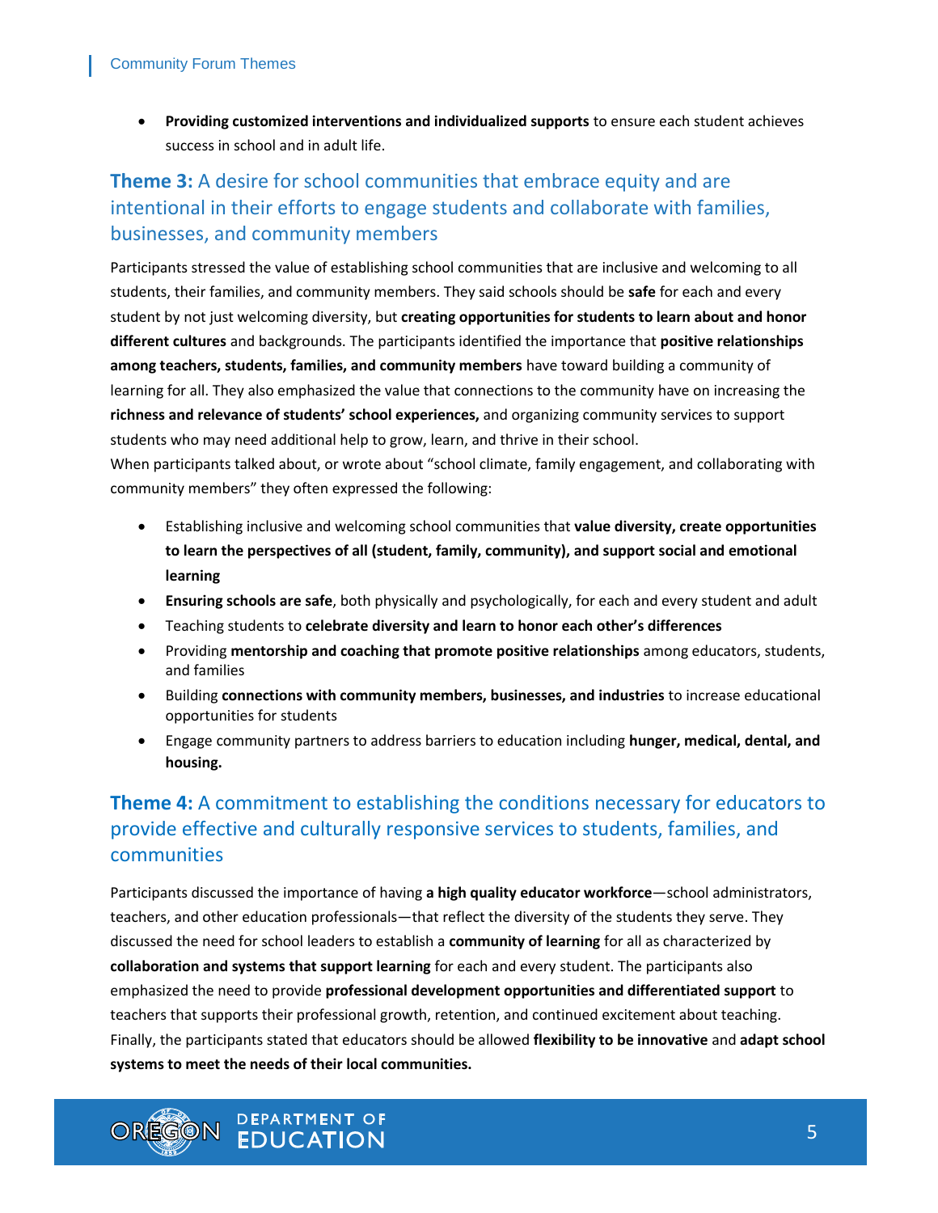- **Providing customized interventions and individualized supports** to ensure each student achieves success in school and in adult life.

## **Theme 3:** A desire for school communities that embrace equity and are intentional in their efforts to engage students and collaborate with families, businesses, and community members

Participants stressed the value of establishing school communities that are inclusive and welcoming to all students, their families, and community members. They said schools should be **safe** for each and every student by not just welcoming diversity, but **creating opportunities for students to learn about and honor different cultures** and backgrounds. The participants identified the importance that **positive relationships among teachers, students, families, and community members** have toward building a community of learning for all. They also emphasized the value that connections to the community have on increasing the **richness and relevance of students' school experiences,** and organizing community services to support students who may need additional help to grow, learn, and thrive in their school.

When participants talked about, or wrote about "school climate, family engagement, and collaborating with community members" they often expressed the following:

- Establishing inclusive and welcoming school communities that **value diversity, create opportunities to learn the perspectives of all (student, family, community), and support social and emotional learning**
- **Ensuring schools are safe**, both physically and psychologically, for each and every student and adult
- Teaching students to **celebrate diversity and learn to honor each other's differences**
- Providing **mentorship and coaching that promote positive relationships** among educators, students, and families
- Building **connections with community members, businesses, and industries** to increase educational opportunities for students
- Engage community partners to address barriers to education including **hunger, medical, dental, and housing.**

## **Theme 4:** A commitment to establishing the conditions necessary for educators to provide effective and culturally responsive services to students, families, and communities

Participants discussed the importance of having **a high quality educator workforce**—school administrators, teachers, and other education professionals—that reflect the diversity of the students they serve. They discussed the need for school leaders to establish a **community of learning** for all as characterized by **collaboration and systems that support learning** for each and every student. The participants also emphasized the need to provide **professional development opportunities and differentiated support** to teachers that supports their professional growth, retention, and continued excitement about teaching. Finally, the participants stated that educators should be allowed **flexibility to be innovative** and **adapt school systems to meet the needs of their local communities.**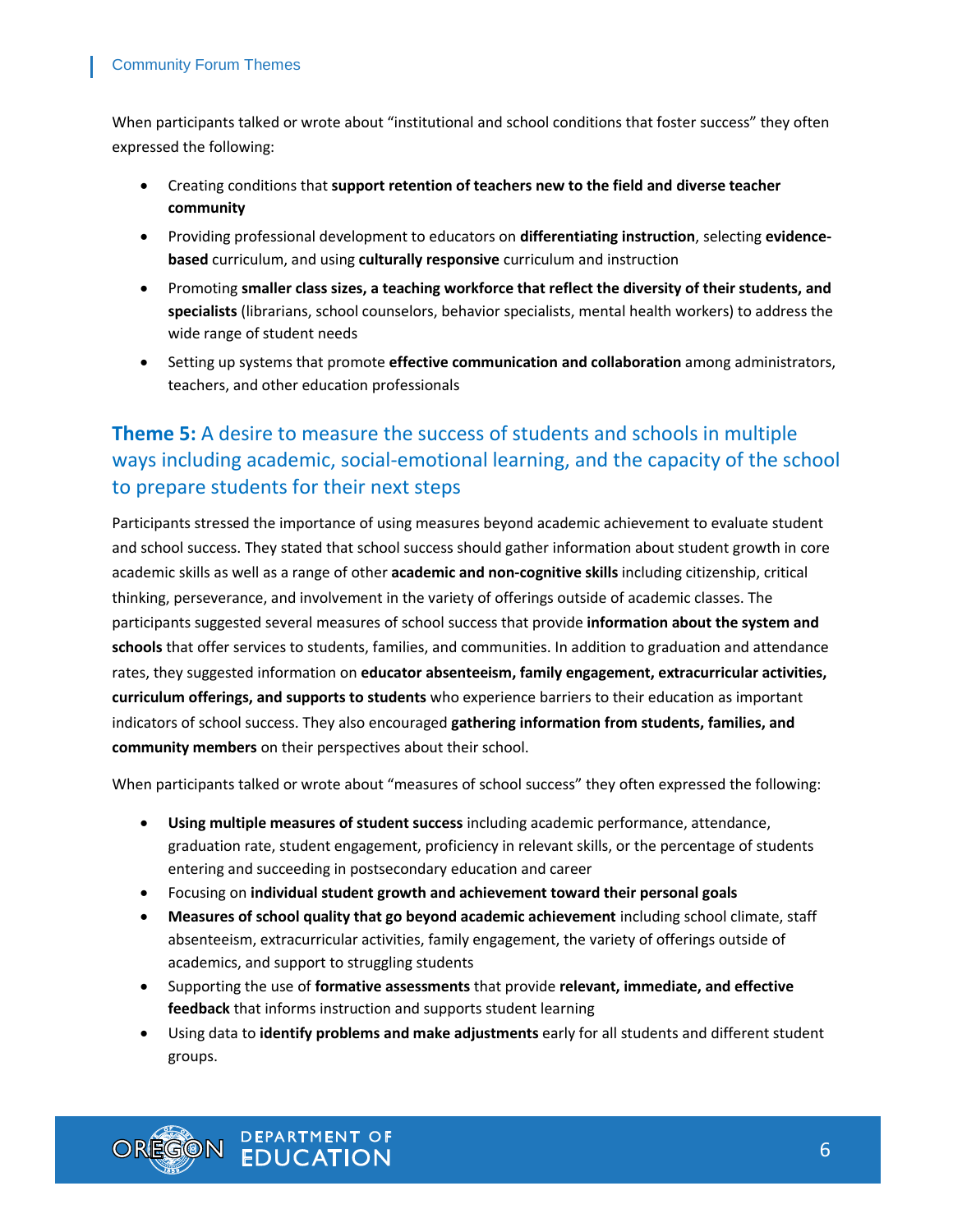When participants talked or wrote about "institutional and school conditions that foster success" they often expressed the following:

- Creating conditions that **support retention of teachers new to the field and diverse teacher community**
- Providing professional development to educators on **differentiating instruction**, selecting **evidence-based** curriculum, and using **culturally responsive** curriculum and instruction
- Promoting **smaller class sizes, a teaching workforce that reflect the diversity of their students, and specialists** (librarians, school counselors, behavior specialists, mental health workers) to address the wide range of student needs
- Setting up systems that promote **effective communication and collaboration** among administrators, teachers, and other education professionals

## **Theme 5:** A desire to measure the success of students and schools in multiple ways including academic, social-emotional learning, and the capacity of the school to prepare students for their next steps

Participants stressed the importance of using measures beyond academic achievement to evaluate student and school success. They stated that school success should gather information about student growth in core academic skills as well as a range of other **academic and non-cognitive skills** including citizenship, critical thinking, perseverance, and involvement in the variety of offerings outside of academic classes. The participants suggested several measures of school success that provide **information about the system and schools** that offer services to students, families, and communities. In addition to graduation and attendance rates, they suggested information on **educator absenteeism, family engagement, extracurricular activities, curriculum offerings, and supports to students** who experience barriers to their education as important indicators of school success. They also encouraged **gathering information from students, families, and community members** on their perspectives about their school.

When participants talked or wrote about "measures of school success" they often expressed the following:

- **Using multiple measures of student success** including academic performance, attendance, graduation rate, student engagement, proficiency in relevant skills, or the percentage of students entering and succeeding in postsecondary education and career
- Focusing on **individual student growth and achievement toward their personal goals**
- **Measures of school quality that go beyond academic achievement** including school climate, staff absenteeism, extracurricular activities, family engagement, the variety of offerings outside of academics, and support to struggling students
- Supporting the use of **formative assessments** that provide **relevant, immediate, and effective feedback** that informs instruction and supports student learning
- Using data to **identify problems and make adjustments** early for all students and different student groups.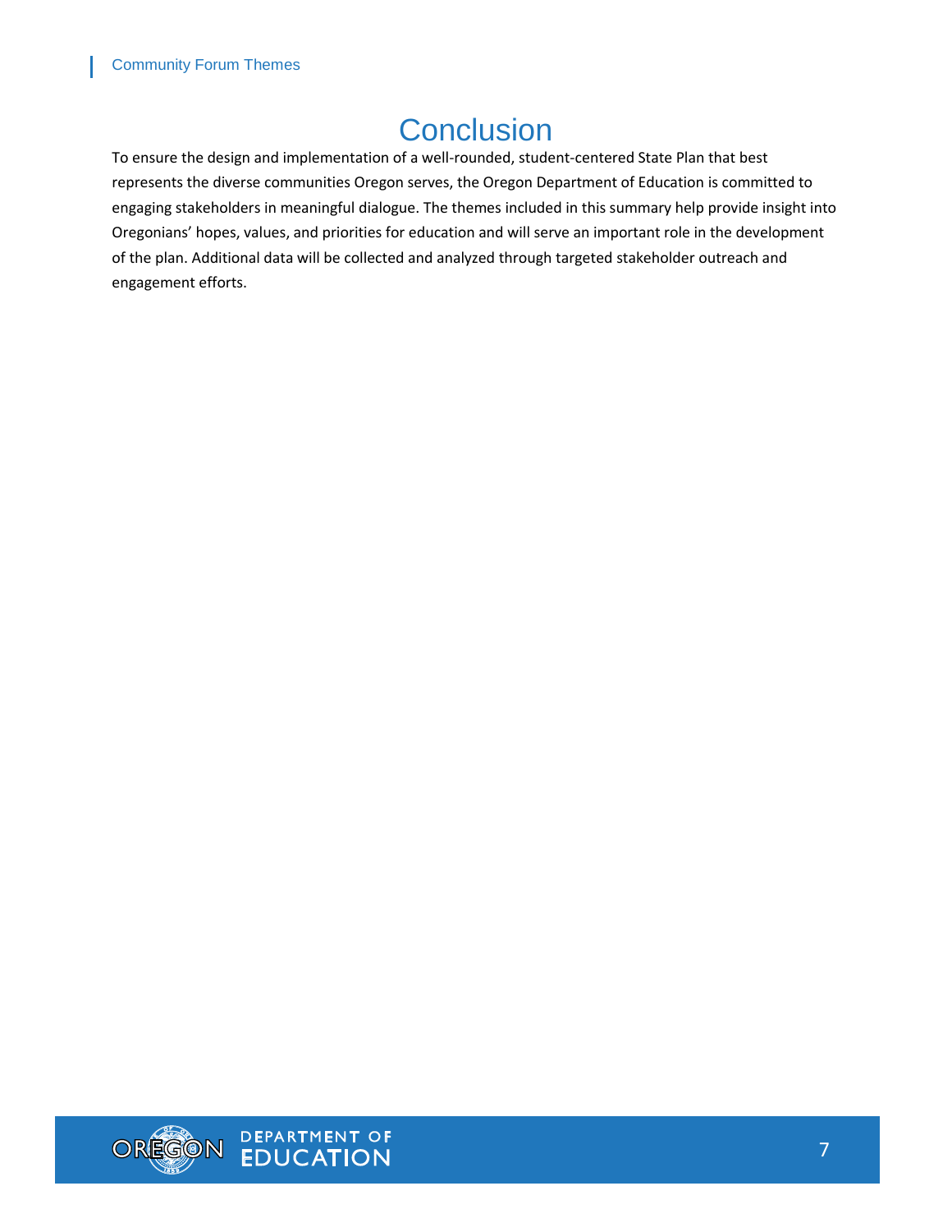# Conclusion

To ensure the design and implementation of a well-rounded, student-centered State Plan that best represents the diverse communities Oregon serves, the Oregon Department of Education is committed to engaging stakeholders in meaningful dialogue. The themes included in this summary help provide insight into Oregonians' hopes, values, and priorities for education and will serve an important role in the development of the plan. Additional data will be collected and analyzed through targeted stakeholder outreach and engagement efforts.